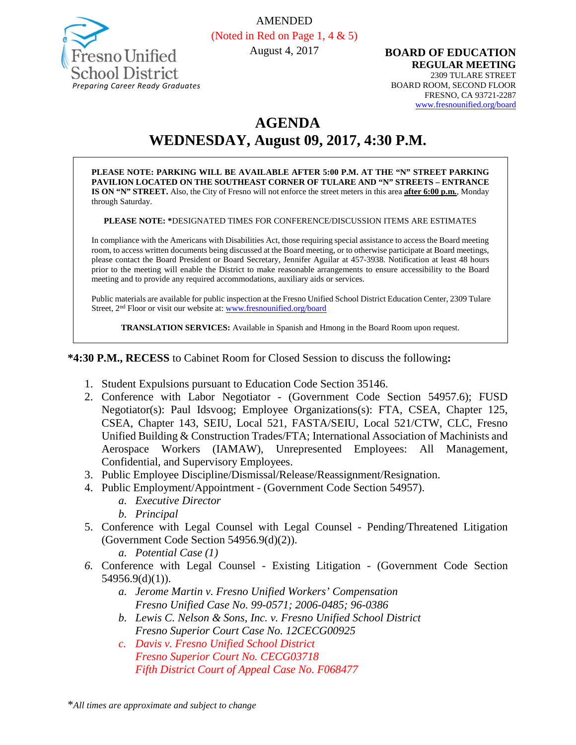Fresno Unified School District
*Preparing Career Ready Graduates*

AMENDED
(Noted in Red on Page 1, 4 & 5)
August 4, 2017

**BOARD OF EDUCATION**
**REGULAR MEETING**
2309 TULARE STREET
BOARD ROOM, SECOND FLOOR
FRESNO, CA 93721-2287
www.fresnounified.org/board

# AGENDA
# WEDNESDAY, August 09, 2017, 4:30 P.M.

**PLEASE NOTE: PARKING WILL BE AVAILABLE AFTER 5:00 P.M. AT THE "N" STREET PARKING PAVILION LOCATED ON THE SOUTHEAST CORNER OF TULARE AND "N" STREETS – ENTRANCE IS ON "N" STREET.** Also, the City of Fresno will not enforce the street meters in this area **after 6:00 p.m.**, Monday through Saturday.

**PLEASE NOTE: ***DESIGNATED TIMES FOR CONFERENCE/DISCUSSION ITEMS ARE ESTIMATES

In compliance with the Americans with Disabilities Act, those requiring special assistance to access the Board meeting room, to access written documents being discussed at the Board meeting, or to otherwise participate at Board meetings, please contact the Board President or Board Secretary, Jennifer Aguilar at 457-3938. Notification at least 48 hours prior to the meeting will enable the District to make reasonable arrangements to ensure accessibility to the Board meeting and to provide any required accommodations, auxiliary aids or services.

Public materials are available for public inspection at the Fresno Unified School District Education Center, 2309 Tulare Street, 2nd Floor or visit our website at: www.fresnounified.org/board

**TRANSLATION SERVICES:** Available in Spanish and Hmong in the Board Room upon request.

***4:30 P.M., RECESS** to Cabinet Room for Closed Session to discuss the following**:**

1. Student Expulsions pursuant to Education Code Section 35146.
2. Conference with Labor Negotiator - (Government Code Section 54957.6); FUSD Negotiator(s): Paul Idsvoog; Employee Organizations(s): FTA, CSEA, Chapter 125, CSEA, Chapter 143, SEIU, Local 521, FASTA/SEIU, Local 521/CTW, CLC, Fresno Unified Building & Construction Trades/FTA; International Association of Machinists and Aerospace Workers (IAMAW), Unrepresented Employees: All Management, Confidential, and Supervisory Employees.
3. Public Employee Discipline/Dismissal/Release/Reassignment/Resignation.
4. Public Employment/Appointment - (Government Code Section 54957).
   a. *Executive Director*
   b. *Principal*
5. Conference with Legal Counsel with Legal Counsel - Pending/Threatened Litigation (Government Code Section 54956.9(d)(2)).
   a. *Potential Case (1)*
6. Conference with Legal Counsel - Existing Litigation - (Government Code Section 54956.9(d)(1)).
   a. *Jerome Martin v. Fresno Unified Workers' Compensation*
      *Fresno Unified Case No. 99-0571; 2006-0485; 96-0386*
   b. *Lewis C. Nelson & Sons, Inc. v. Fresno Unified School District*
      *Fresno Superior Court Case No. 12CECG00925*
   c. *Davis v. Fresno Unified School District*
      *Fresno Superior Court No. CECG03718*
      *Fifth District Court of Appeal Case No. F068477*

**All times are approximate and subject to change*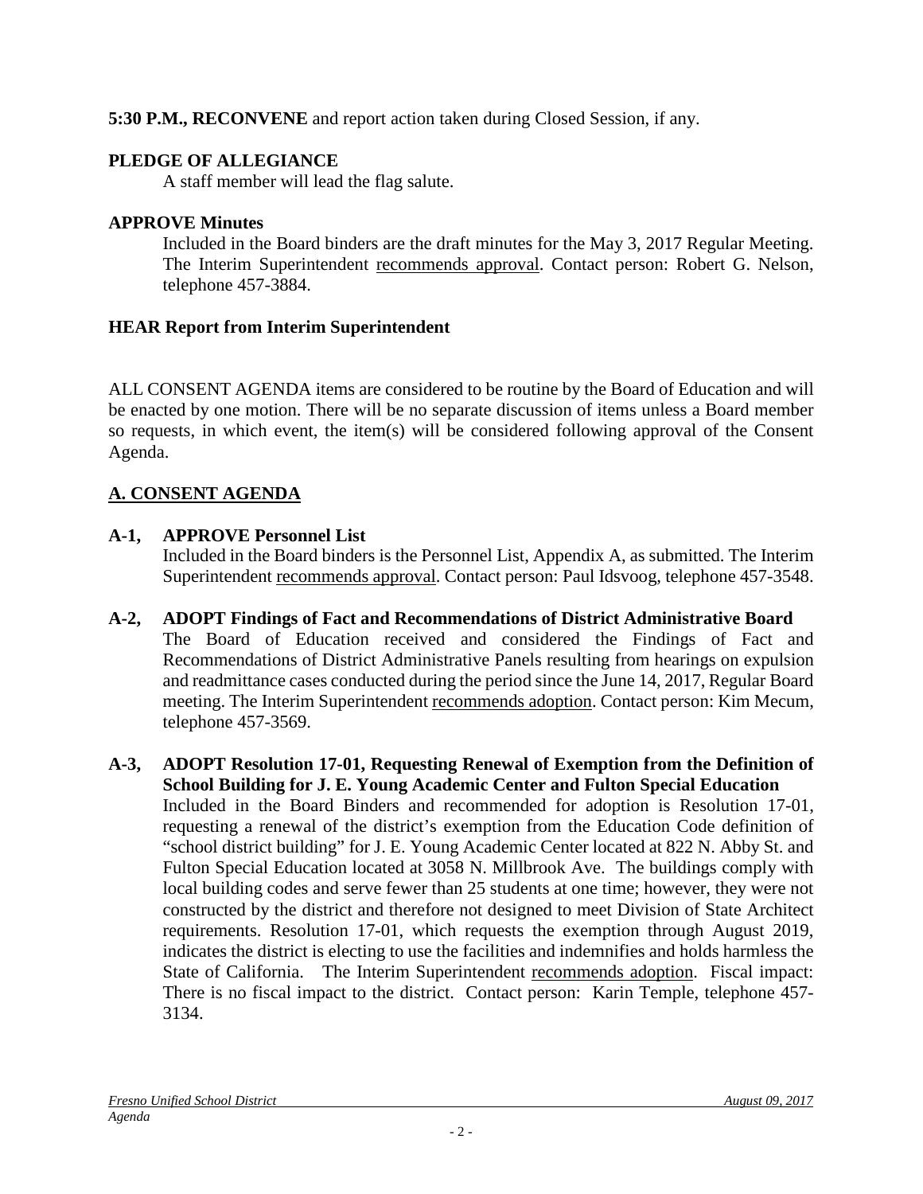**5:30 P.M., RECONVENE** and report action taken during Closed Session, if any.

**PLEDGE OF ALLEGIANCE**

A staff member will lead the flag salute.

**APPROVE Minutes**

Included in the Board binders are the draft minutes for the May 3, 2017 Regular Meeting. The Interim Superintendent recommends approval. Contact person: Robert G. Nelson, telephone 457-3884.

**HEAR Report from Interim Superintendent**

ALL CONSENT AGENDA items are considered to be routine by the Board of Education and will be enacted by one motion. There will be no separate discussion of items unless a Board member so requests, in which event, the item(s) will be considered following approval of the Consent Agenda.

## A. CONSENT AGENDA

**A-1, APPROVE Personnel List**

Included in the Board binders is the Personnel List, Appendix A, as submitted. The Interim Superintendent recommends approval. Contact person: Paul Idsvoog, telephone 457-3548.

**A-2, ADOPT Findings of Fact and Recommendations of District Administrative Board**

The Board of Education received and considered the Findings of Fact and Recommendations of District Administrative Panels resulting from hearings on expulsion and readmittance cases conducted during the period since the June 14, 2017, Regular Board meeting. The Interim Superintendent recommends adoption. Contact person: Kim Mecum, telephone 457-3569.

**A-3, ADOPT Resolution 17-01, Requesting Renewal of Exemption from the Definition of School Building for J. E. Young Academic Center and Fulton Special Education**

Included in the Board Binders and recommended for adoption is Resolution 17-01, requesting a renewal of the district's exemption from the Education Code definition of "school district building" for J. E. Young Academic Center located at 822 N. Abby St. and Fulton Special Education located at 3058 N. Millbrook Ave. The buildings comply with local building codes and serve fewer than 25 students at one time; however, they were not constructed by the district and therefore not designed to meet Division of State Architect requirements. Resolution 17-01, which requests the exemption through August 2019, indicates the district is electing to use the facilities and indemnifies and holds harmless the State of California. The Interim Superintendent recommends adoption. Fiscal impact: There is no fiscal impact to the district. Contact person: Karin Temple, telephone 457-3134.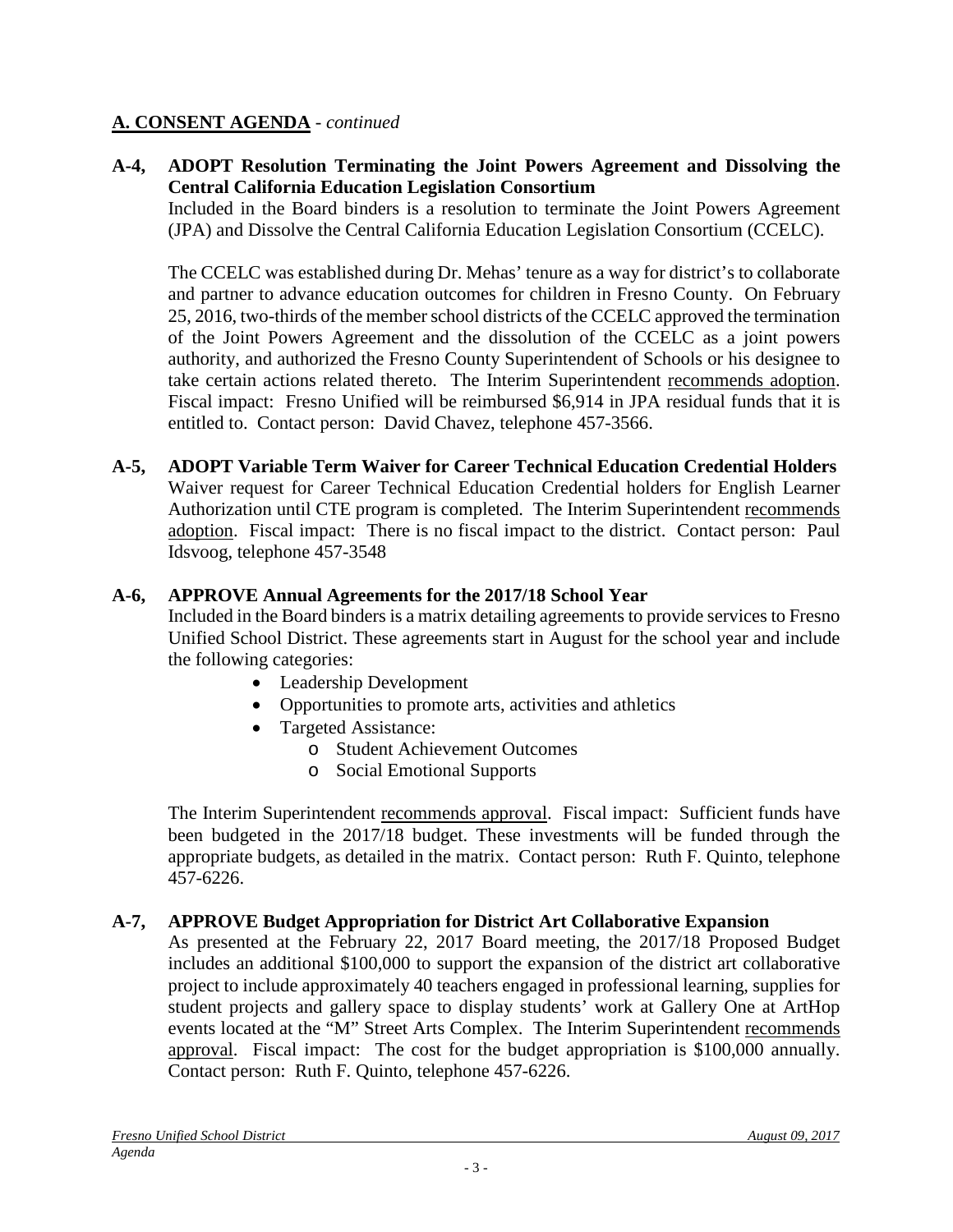## A. CONSENT AGENDA - *continued*

**A-4, ADOPT Resolution Terminating the Joint Powers Agreement and Dissolving the Central California Education Legislation Consortium**

Included in the Board binders is a resolution to terminate the Joint Powers Agreement (JPA) and Dissolve the Central California Education Legislation Consortium (CCELC).

The CCELC was established during Dr. Mehas' tenure as a way for district's to collaborate and partner to advance education outcomes for children in Fresno County. On February 25, 2016, two-thirds of the member school districts of the CCELC approved the termination of the Joint Powers Agreement and the dissolution of the CCELC as a joint powers authority, and authorized the Fresno County Superintendent of Schools or his designee to take certain actions related thereto. The Interim Superintendent recommends adoption. Fiscal impact: Fresno Unified will be reimbursed $6,914 in JPA residual funds that it is entitled to. Contact person: David Chavez, telephone 457-3566.

**A-5, ADOPT Variable Term Waiver for Career Technical Education Credential Holders**

Waiver request for Career Technical Education Credential holders for English Learner Authorization until CTE program is completed. The Interim Superintendent recommends adoption. Fiscal impact: There is no fiscal impact to the district. Contact person: Paul Idsvoog, telephone 457-3548

**A-6, APPROVE Annual Agreements for the 2017/18 School Year**

Included in the Board binders is a matrix detailing agreements to provide services to Fresno Unified School District. These agreements start in August for the school year and include the following categories:

- Leadership Development
- Opportunities to promote arts, activities and athletics
- Targeted Assistance:
  - Student Achievement Outcomes
  - Social Emotional Supports

The Interim Superintendent recommends approval. Fiscal impact: Sufficient funds have been budgeted in the 2017/18 budget. These investments will be funded through the appropriate budgets, as detailed in the matrix. Contact person: Ruth F. Quinto, telephone 457-6226.

**A-7, APPROVE Budget Appropriation for District Art Collaborative Expansion**

As presented at the February 22, 2017 Board meeting, the 2017/18 Proposed Budget includes an additional $100,000 to support the expansion of the district art collaborative project to include approximately 40 teachers engaged in professional learning, supplies for student projects and gallery space to display students' work at Gallery One at ArtHop events located at the "M" Street Arts Complex. The Interim Superintendent recommends approval. Fiscal impact: The cost for the budget appropriation is $100,000 annually. Contact person: Ruth F. Quinto, telephone 457-6226.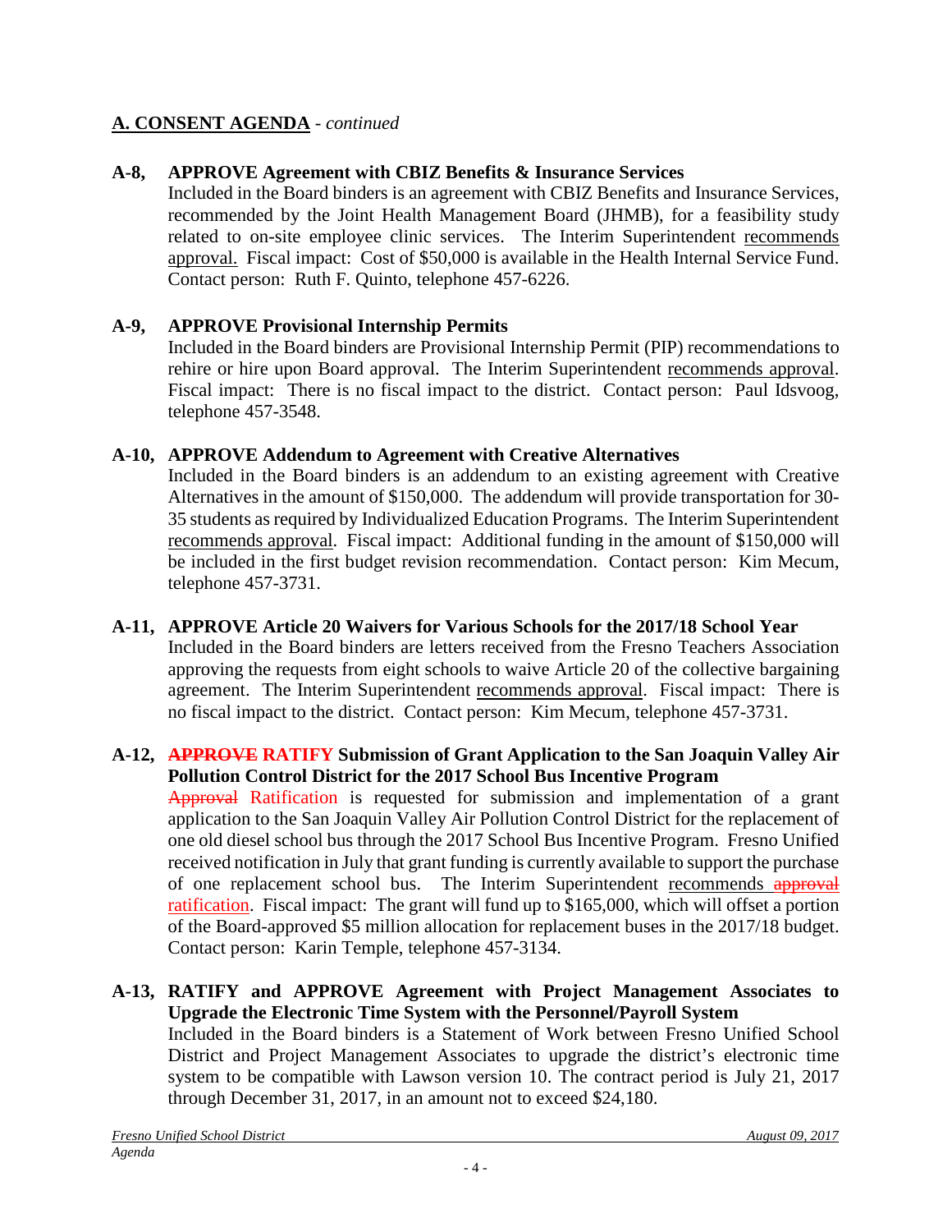## A. CONSENT AGENDA - *continued*

**A-8, APPROVE Agreement with CBIZ Benefits & Insurance Services**

Included in the Board binders is an agreement with CBIZ Benefits and Insurance Services, recommended by the Joint Health Management Board (JHMB), for a feasibility study related to on-site employee clinic services. The Interim Superintendent recommends approval. Fiscal impact: Cost of $50,000 is available in the Health Internal Service Fund. Contact person: Ruth F. Quinto, telephone 457-6226.

**A-9, APPROVE Provisional Internship Permits**

Included in the Board binders are Provisional Internship Permit (PIP) recommendations to rehire or hire upon Board approval. The Interim Superintendent recommends approval. Fiscal impact: There is no fiscal impact to the district. Contact person: Paul Idsvoog, telephone 457-3548.

**A-10, APPROVE Addendum to Agreement with Creative Alternatives**

Included in the Board binders is an addendum to an existing agreement with Creative Alternatives in the amount of $150,000. The addendum will provide transportation for 30-35 students as required by Individualized Education Programs. The Interim Superintendent recommends approval. Fiscal impact: Additional funding in the amount of $150,000 will be included in the first budget revision recommendation. Contact person: Kim Mecum, telephone 457-3731.

**A-11, APPROVE Article 20 Waivers for Various Schools for the 2017/18 School Year**

Included in the Board binders are letters received from the Fresno Teachers Association approving the requests from eight schools to waive Article 20 of the collective bargaining agreement. The Interim Superintendent recommends approval. Fiscal impact: There is no fiscal impact to the district. Contact person: Kim Mecum, telephone 457-3731.

**A-12, ~~APPROVE~~ RATIFY Submission of Grant Application to the San Joaquin Valley Air Pollution Control District for the 2017 School Bus Incentive Program**

~~Approval~~ Ratification is requested for submission and implementation of a grant application to the San Joaquin Valley Air Pollution Control District for the replacement of one old diesel school bus through the 2017 School Bus Incentive Program. Fresno Unified received notification in July that grant funding is currently available to support the purchase of one replacement school bus. The Interim Superintendent recommends ~~approval~~ ratification. Fiscal impact: The grant will fund up to $165,000, which will offset a portion of the Board-approved $5 million allocation for replacement buses in the 2017/18 budget. Contact person: Karin Temple, telephone 457-3134.

**A-13, RATIFY and APPROVE Agreement with Project Management Associates to Upgrade the Electronic Time System with the Personnel/Payroll System**

Included in the Board binders is a Statement of Work between Fresno Unified School District and Project Management Associates to upgrade the district's electronic time system to be compatible with Lawson version 10. The contract period is July 21, 2017 through December 31, 2017, in an amount not to exceed $24,180.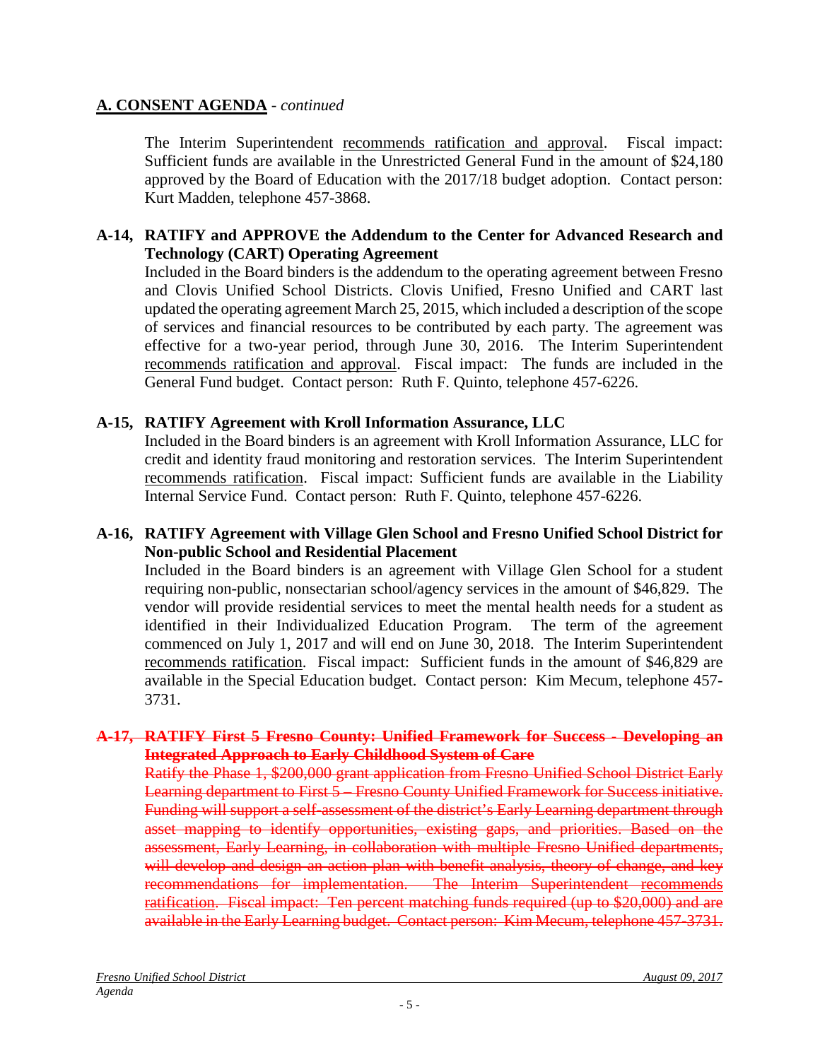## A. CONSENT AGENDA - *continued*

The Interim Superintendent recommends ratification and approval. Fiscal impact: Sufficient funds are available in the Unrestricted General Fund in the amount of $24,180 approved by the Board of Education with the 2017/18 budget adoption. Contact person: Kurt Madden, telephone 457-3868.

**A-14, RATIFY and APPROVE the Addendum to the Center for Advanced Research and Technology (CART) Operating Agreement**

Included in the Board binders is the addendum to the operating agreement between Fresno and Clovis Unified School Districts. Clovis Unified, Fresno Unified and CART last updated the operating agreement March 25, 2015, which included a description of the scope of services and financial resources to be contributed by each party. The agreement was effective for a two-year period, through June 30, 2016. The Interim Superintendent recommends ratification and approval. Fiscal impact: The funds are included in the General Fund budget. Contact person: Ruth F. Quinto, telephone 457-6226.

**A-15, RATIFY Agreement with Kroll Information Assurance, LLC**

Included in the Board binders is an agreement with Kroll Information Assurance, LLC for credit and identity fraud monitoring and restoration services. The Interim Superintendent recommends ratification. Fiscal impact: Sufficient funds are available in the Liability Internal Service Fund. Contact person: Ruth F. Quinto, telephone 457-6226.

**A-16, RATIFY Agreement with Village Glen School and Fresno Unified School District for Non-public School and Residential Placement**

Included in the Board binders is an agreement with Village Glen School for a student requiring non-public, nonsectarian school/agency services in the amount of $46,829. The vendor will provide residential services to meet the mental health needs for a student as identified in their Individualized Education Program. The term of the agreement commenced on July 1, 2017 and will end on June 30, 2018. The Interim Superintendent recommends ratification. Fiscal impact: Sufficient funds in the amount of $46,829 are available in the Special Education budget. Contact person: Kim Mecum, telephone 457-3731.

~~**A-17, RATIFY First 5 Fresno County: Unified Framework for Success - Developing an Integrated Approach to Early Childhood System of Care**~~

~~Ratify the Phase 1, $200,000 grant application from Fresno Unified School District Early Learning department to First 5 – Fresno County Unified Framework for Success initiative. Funding will support a self-assessment of the district's Early Learning department through asset mapping to identify opportunities, existing gaps, and priorities. Based on the assessment, Early Learning, in collaboration with multiple Fresno Unified departments, will develop and design an action plan with benefit analysis, theory of change, and key recommendations for implementation. The Interim Superintendent recommends ratification. Fiscal impact: Ten percent matching funds required (up to $20,000) and are available in the Early Learning budget. Contact person: Kim Mecum, telephone 457-3731.~~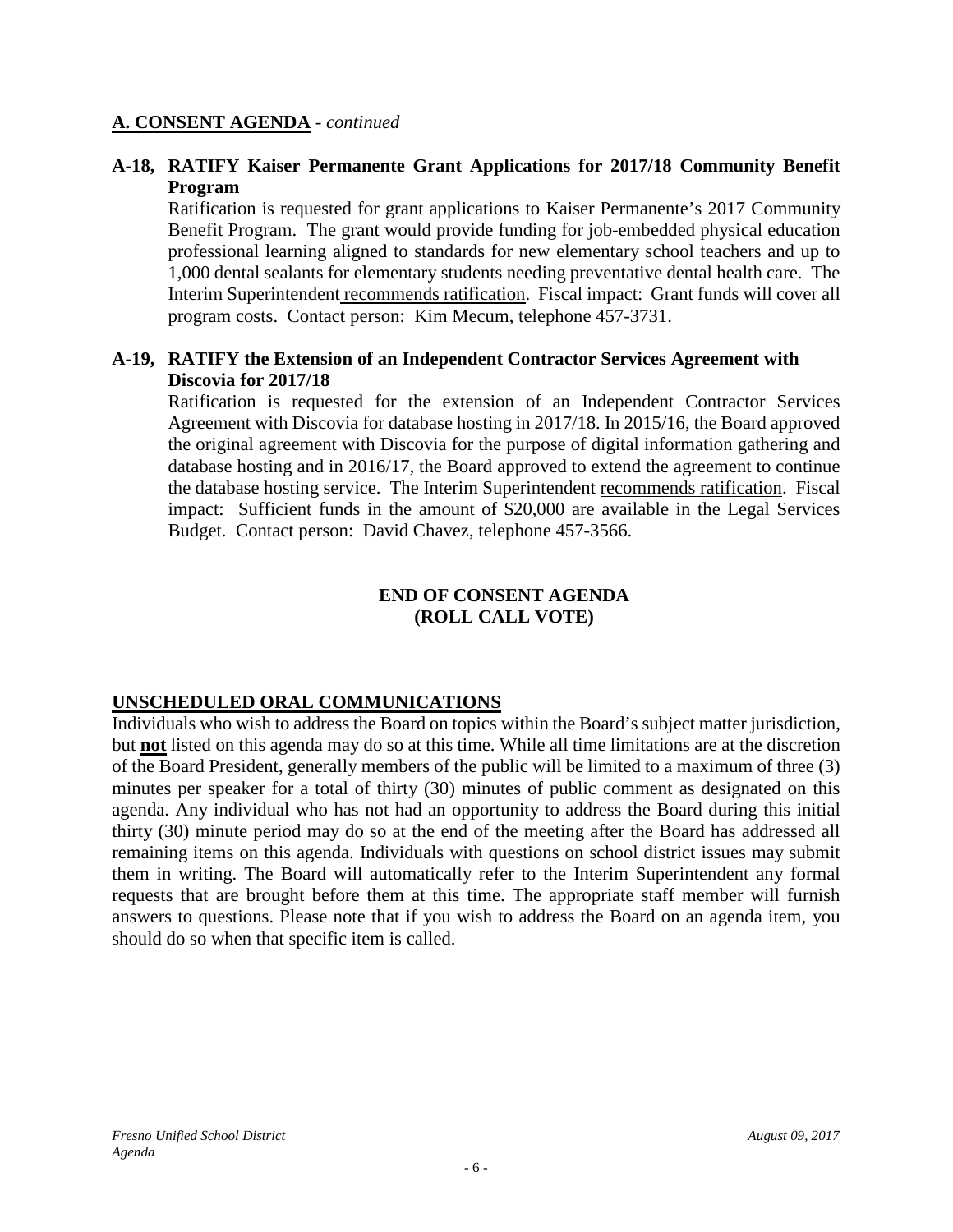## A. CONSENT AGENDA - *continued*

**A-18, RATIFY Kaiser Permanente Grant Applications for 2017/18 Community Benefit Program**

Ratification is requested for grant applications to Kaiser Permanente's 2017 Community Benefit Program. The grant would provide funding for job-embedded physical education professional learning aligned to standards for new elementary school teachers and up to 1,000 dental sealants for elementary students needing preventative dental health care. The Interim Superintendent recommends ratification. Fiscal impact: Grant funds will cover all program costs. Contact person: Kim Mecum, telephone 457-3731.

**A-19, RATIFY the Extension of an Independent Contractor Services Agreement with Discovia for 2017/18**

Ratification is requested for the extension of an Independent Contractor Services Agreement with Discovia for database hosting in 2017/18. In 2015/16, the Board approved the original agreement with Discovia for the purpose of digital information gathering and database hosting and in 2016/17, the Board approved to extend the agreement to continue the database hosting service. The Interim Superintendent recommends ratification. Fiscal impact: Sufficient funds in the amount of $20,000 are available in the Legal Services Budget. Contact person: David Chavez, telephone 457-3566.

**END OF CONSENT AGENDA**
**(ROLL CALL VOTE)**

## UNSCHEDULED ORAL COMMUNICATIONS

Individuals who wish to address the Board on topics within the Board's subject matter jurisdiction, but **not** listed on this agenda may do so at this time. While all time limitations are at the discretion of the Board President, generally members of the public will be limited to a maximum of three (3) minutes per speaker for a total of thirty (30) minutes of public comment as designated on this agenda. Any individual who has not had an opportunity to address the Board during this initial thirty (30) minute period may do so at the end of the meeting after the Board has addressed all remaining items on this agenda. Individuals with questions on school district issues may submit them in writing. The Board will automatically refer to the Interim Superintendent any formal requests that are brought before them at this time. The appropriate staff member will furnish answers to questions. Please note that if you wish to address the Board on an agenda item, you should do so when that specific item is called.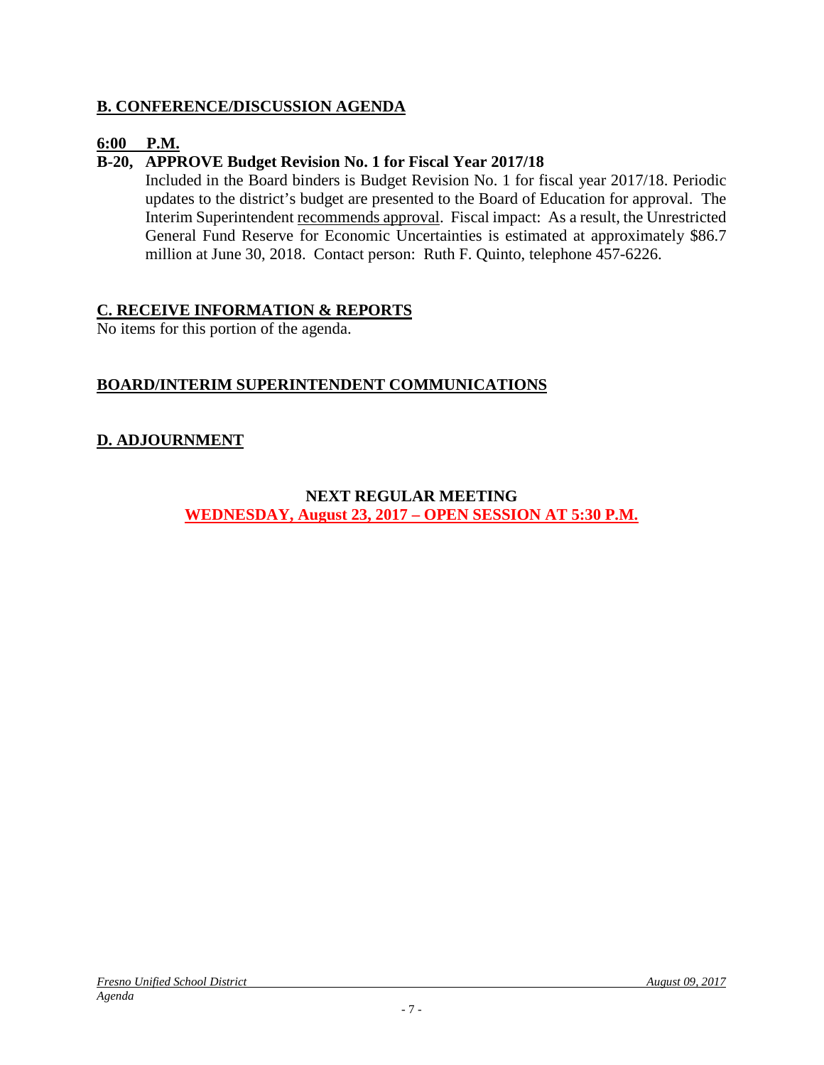## B. CONFERENCE/DISCUSSION AGENDA

**6:00 P.M.**

**B-20, APPROVE Budget Revision No. 1 for Fiscal Year 2017/18**

Included in the Board binders is Budget Revision No. 1 for fiscal year 2017/18. Periodic updates to the district's budget are presented to the Board of Education for approval. The Interim Superintendent recommends approval. Fiscal impact: As a result, the Unrestricted General Fund Reserve for Economic Uncertainties is estimated at approximately $86.7 million at June 30, 2018. Contact person: Ruth F. Quinto, telephone 457-6226.

## C. RECEIVE INFORMATION & REPORTS

No items for this portion of the agenda.

## BOARD/INTERIM SUPERINTENDENT COMMUNICATIONS

## D. ADJOURNMENT

**NEXT REGULAR MEETING**

**WEDNESDAY, August 23, 2017 – OPEN SESSION AT 5:30 P.M.**